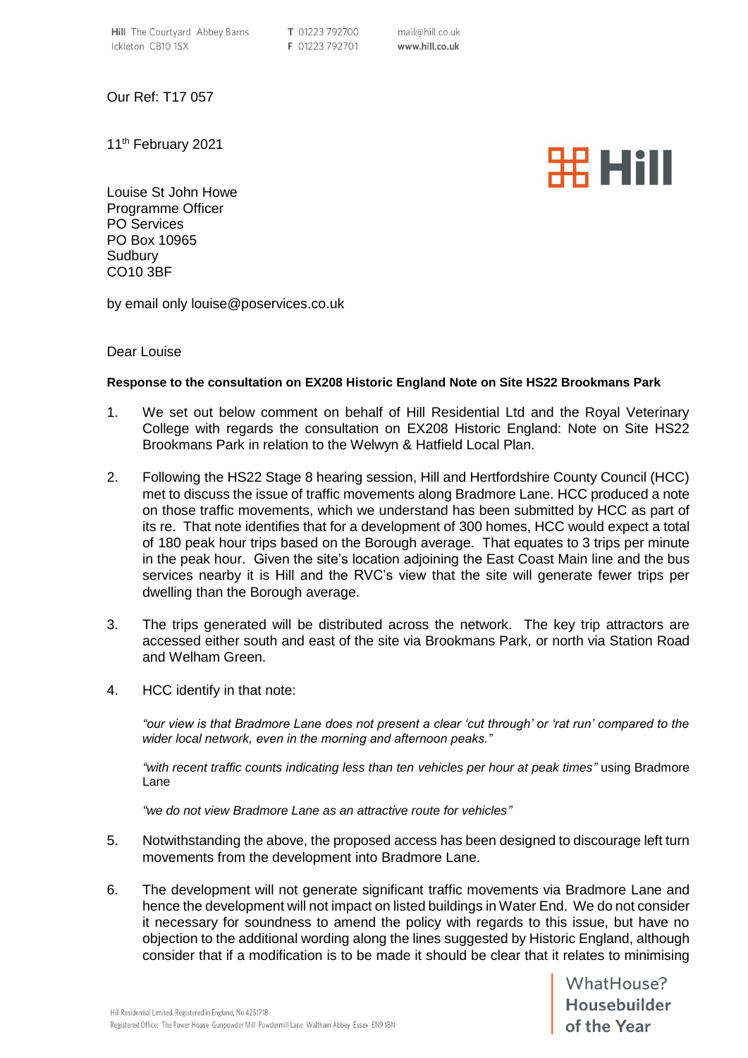Hill The Courtyard Abbey Barns
Ickleton CB10 1SX

T 01223 792700
F 01223 792701

mail@hill.co.uk
www.hill.co.uk

Our Ref: T17 057

11th February 2021

Louise St John Howe
Programme Officer
PO Services
PO Box 10965
Sudbury
CO10 3BF

by email only louise@poservices.co.uk

Dear Louise

**Response to the consultation on EX208 Historic England Note on Site HS22 Brookmans Park**

1. We set out below comment on behalf of Hill Residential Ltd and the Royal Veterinary College with regards the consultation on EX208 Historic England: Note on Site HS22 Brookmans Park in relation to the Welwyn & Hatfield Local Plan.

2. Following the HS22 Stage 8 hearing session, Hill and Hertfordshire County Council (HCC) met to discuss the issue of traffic movements along Bradmore Lane. HCC produced a note on those traffic movements, which we understand has been submitted by HCC as part of its re. That note identifies that for a development of 300 homes, HCC would expect a total of 180 peak hour trips based on the Borough average. That equates to 3 trips per minute in the peak hour. Given the site's location adjoining the East Coast Main line and the bus services nearby it is Hill and the RVC's view that the site will generate fewer trips per dwelling than the Borough average.

3. The trips generated will be distributed across the network. The key trip attractors are accessed either south and east of the site via Brookmans Park, or north via Station Road and Welham Green.

4. HCC identify in that note:

   *"our view is that Bradmore Lane does not present a clear 'cut through' or 'rat run' compared to the wider local network, even in the morning and afternoon peaks."*

   *"with recent traffic counts indicating less than ten vehicles per hour at peak times"* using Bradmore Lane

   *"we do not view Bradmore Lane as an attractive route for vehicles"*

5. Notwithstanding the above, the proposed access has been designed to discourage left turn movements from the development into Bradmore Lane.

6. The development will not generate significant traffic movements via Bradmore Lane and hence the development will not impact on listed buildings in Water End. We do not consider it necessary for soundness to amend the policy with regards to this issue, but have no objection to the additional wording along the lines suggested by Historic England, although consider that if a modification is to be made it should be clear that it relates to minimising

Hill Residential Limited. Registered in England, No 4251718
Registered Office: The Power House Gunpowder Mill Powdermill Lane Waltham Abbey Essex EN9 1BN

WhatHouse? Housebuilder of the Year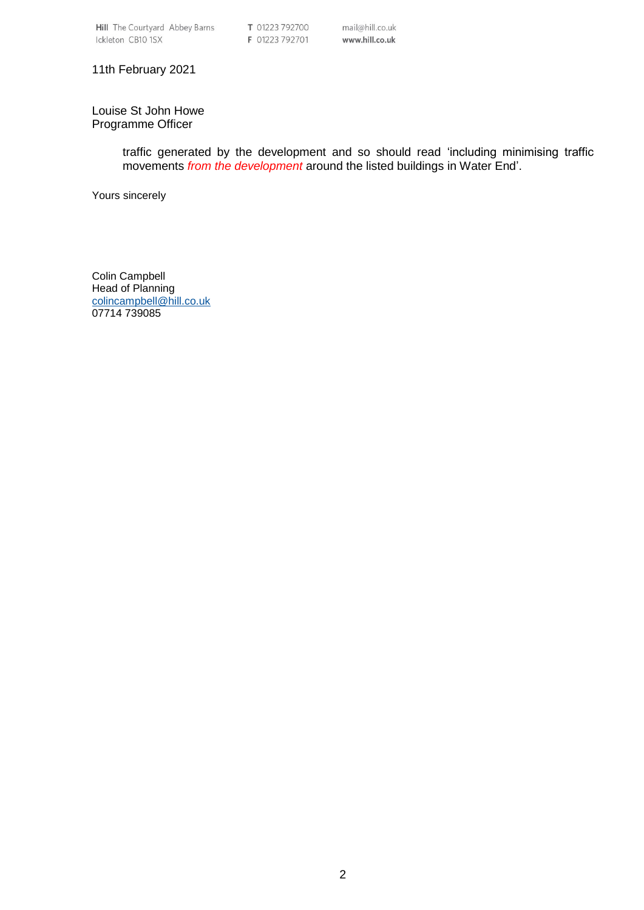Hill The Courtyard Abbey Barns
Ickleton CB10 1SX

T 01223 792700
F 01223 792701

mail@hill.co.uk
www.hill.co.uk

11th February 2021

Louise St John Howe
Programme Officer

> traffic generated by the development and so should read 'including minimising traffic movements *from the development* around the listed buildings in Water End'.

Yours sincerely

Colin Campbell
Head of Planning
colincampbell@hill.co.uk
07714 739085